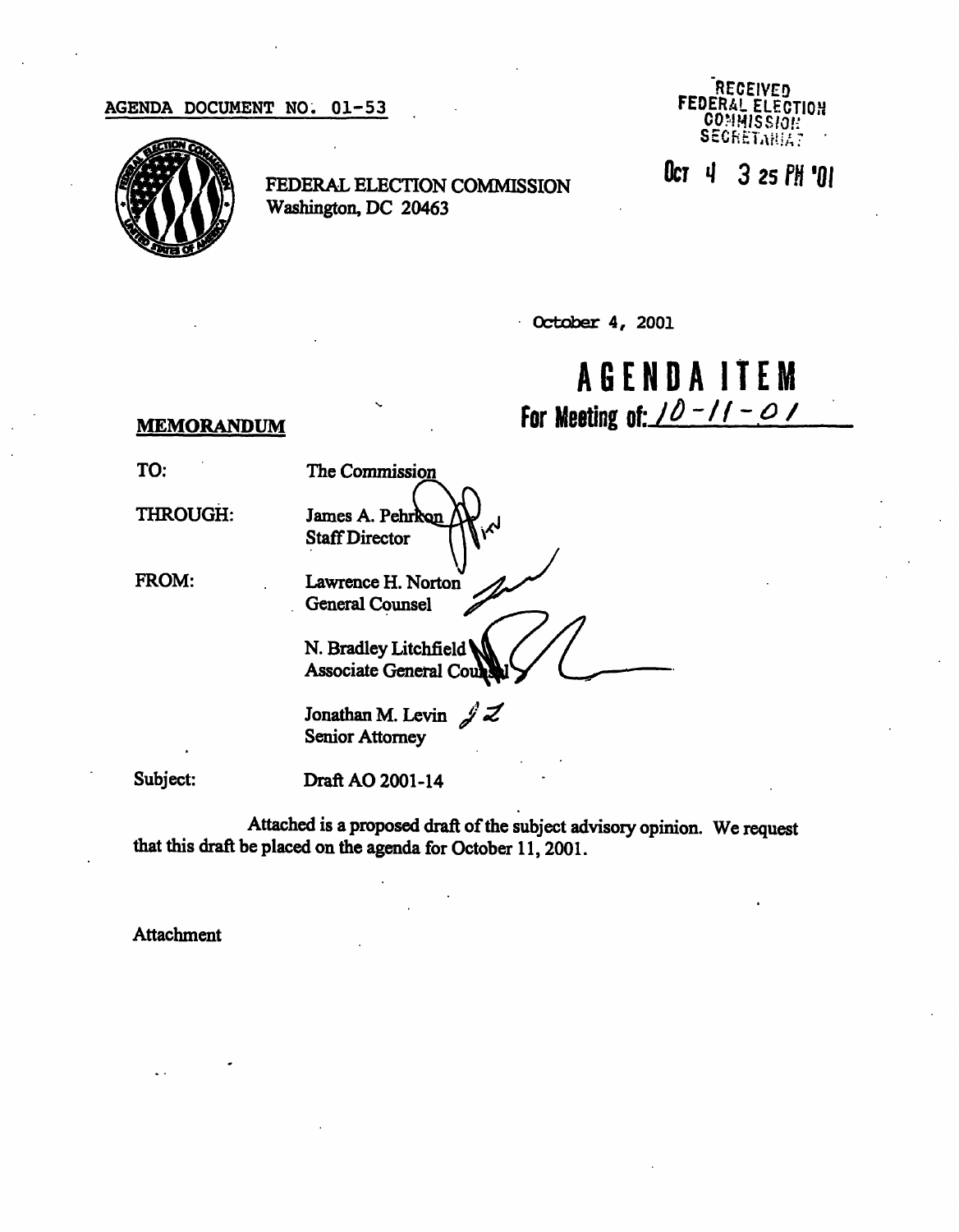AGENDA DOCUMENT NO. 01-53

RECEIVED
FEDERAL ELECTION
COMMISSION
SECRETARIAT

OCT 4 3 25 PM '01

FEDERAL ELECTION COMMISSION
Washington, DC 20463

October 4, 2001

# AGENDA ITEM

**For Meeting of: 10-11-01**

## MEMORANDUM

TO: The Commission

THROUGH: James A. Pehrkon
Staff Director

FROM: Lawrence H. Norton
General Counsel

N. Bradley Litchfield
Associate General Counsel

Jonathan M. Levin
Senior Attorney

Subject: Draft AO 2001-14

Attached is a proposed draft of the subject advisory opinion. We request that this draft be placed on the agenda for October 11, 2001.

Attachment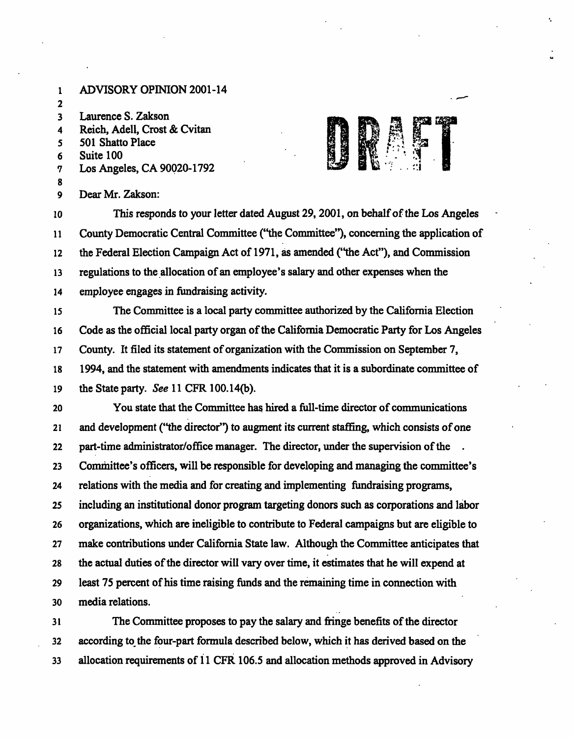ADVISORY OPINION 2001-14

Laurence S. Zakson
Reich, Adell, Crost & Cvitan
501 Shatto Place
Suite 100
Los Angeles, CA 90020-1792

DRAFT

Dear Mr. Zakson:

This responds to your letter dated August 29, 2001, on behalf of the Los Angeles County Democratic Central Committee ("the Committee"), concerning the application of the Federal Election Campaign Act of 1971, as amended ("the Act"), and Commission regulations to the allocation of an employee's salary and other expenses when the employee engages in fundraising activity.

The Committee is a local party committee authorized by the California Election Code as the official local party organ of the California Democratic Party for Los Angeles County. It filed its statement of organization with the Commission on September 7, 1994, and the statement with amendments indicates that it is a subordinate committee of the State party. *See* 11 CFR 100.14(b).

You state that the Committee has hired a full-time director of communications and development ("the director") to augment its current staffing, which consists of one part-time administrator/office manager. The director, under the supervision of the Committee's officers, will be responsible for developing and managing the committee's relations with the media and for creating and implementing fundraising programs, including an institutional donor program targeting donors such as corporations and labor organizations, which are ineligible to contribute to Federal campaigns but are eligible to make contributions under California State law. Although the Committee anticipates that the actual duties of the director will vary over time, it estimates that he will expend at least 75 percent of his time raising funds and the remaining time in connection with media relations.

The Committee proposes to pay the salary and fringe benefits of the director according to the four-part formula described below, which it has derived based on the allocation requirements of 11 CFR 106.5 and allocation methods approved in Advisory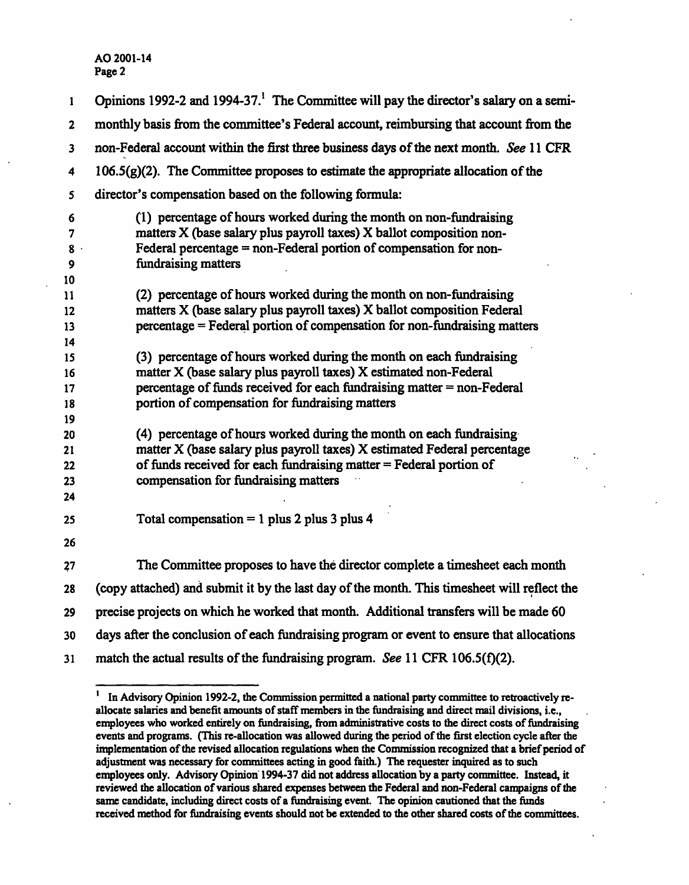Opinions 1992-2 and 1994-37.[1] The Committee will pay the director's salary on a semi-monthly basis from the committee's Federal account, reimbursing that account from the non-Federal account within the first three business days of the next month. *See* 11 CFR 106.5(g)(2). The Committee proposes to estimate the appropriate allocation of the director's compensation based on the following formula:

> (1) percentage of hours worked during the month on non-fundraising matters X (base salary plus payroll taxes) X ballot composition non-Federal percentage = non-Federal portion of compensation for non-fundraising matters
>
> (2) percentage of hours worked during the month on non-fundraising matters X (base salary plus payroll taxes) X ballot composition Federal percentage = Federal portion of compensation for non-fundraising matters
>
> (3) percentage of hours worked during the month on each fundraising matter X (base salary plus payroll taxes) X estimated non-Federal percentage of funds received for each fundraising matter = non-Federal portion of compensation for fundraising matters
>
> (4) percentage of hours worked during the month on each fundraising matter X (base salary plus payroll taxes) X estimated Federal percentage of funds received for each fundraising matter = Federal portion of compensation for fundraising matters
>
> Total compensation = 1 plus 2 plus 3 plus 4

The Committee proposes to have the director complete a timesheet each month (copy attached) and submit it by the last day of the month. This timesheet will reflect the precise projects on which he worked that month. Additional transfers will be made 60 days after the conclusion of each fundraising program or event to ensure that allocations match the actual results of the fundraising program. *See* 11 CFR 106.5(f)(2).

---

[1] In Advisory Opinion 1992-2, the Commission permitted a national party committee to retroactively re-allocate salaries and benefit amounts of staff members in the fundraising and direct mail divisions, i.e., employees who worked entirely on fundraising, from administrative costs to the direct costs of fundraising events and programs. (This re-allocation was allowed during the period of the first election cycle after the implementation of the revised allocation regulations when the Commission recognized that a brief period of adjustment was necessary for committees acting in good faith.) The requester inquired as to such employees only. Advisory Opinion 1994-37 did not address allocation by a party committee. Instead, it reviewed the allocation of various shared expenses between the Federal and non-Federal campaigns of the same candidate, including direct costs of a fundraising event. The opinion cautioned that the funds received method for fundraising events should not be extended to the other shared costs of the committees.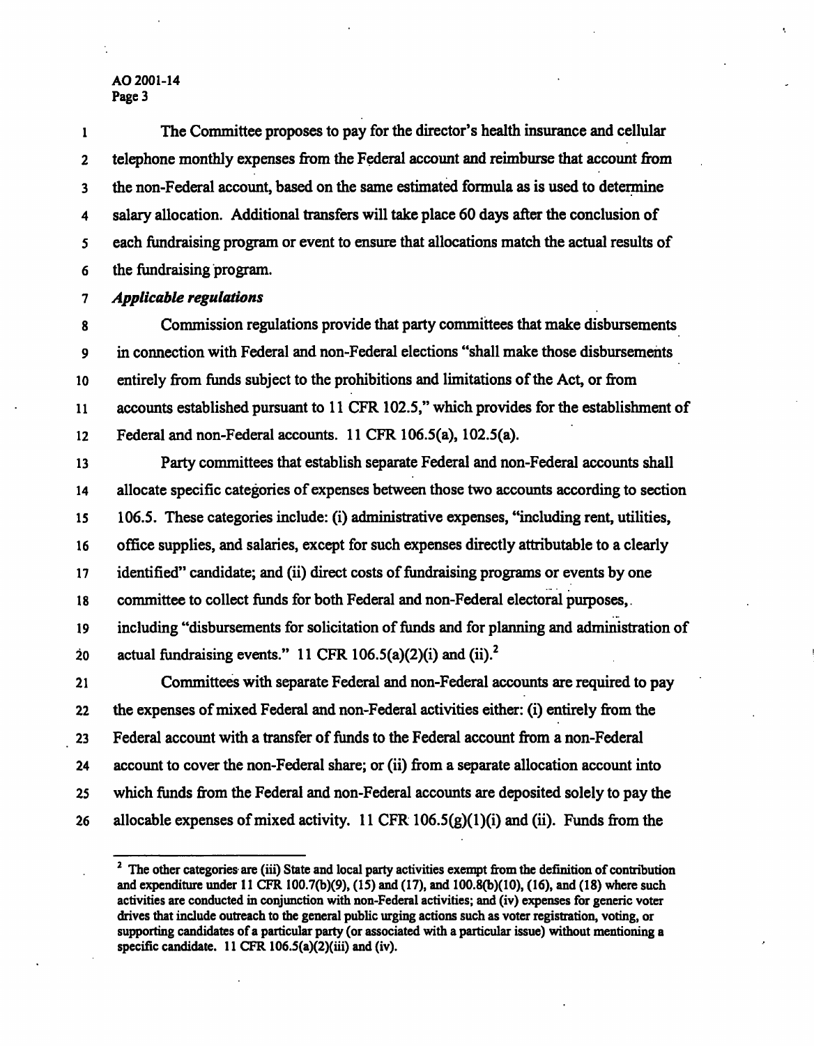The Committee proposes to pay for the director's health insurance and cellular telephone monthly expenses from the Federal account and reimburse that account from the non-Federal account, based on the same estimated formula as is used to determine salary allocation. Additional transfers will take place 60 days after the conclusion of each fundraising program or event to ensure that allocations match the actual results of the fundraising program.

***Applicable regulations***

Commission regulations provide that party committees that make disbursements in connection with Federal and non-Federal elections "shall make those disbursements entirely from funds subject to the prohibitions and limitations of the Act, or from accounts established pursuant to 11 CFR 102.5," which provides for the establishment of Federal and non-Federal accounts. 11 CFR 106.5(a), 102.5(a).

Party committees that establish separate Federal and non-Federal accounts shall allocate specific categories of expenses between those two accounts according to section 106.5. These categories include: (i) administrative expenses, "including rent, utilities, office supplies, and salaries, except for such expenses directly attributable to a clearly identified" candidate; and (ii) direct costs of fundraising programs or events by one committee to collect funds for both Federal and non-Federal electoral purposes, including "disbursements for solicitation of funds and for planning and administration of actual fundraising events." 11 CFR 106.5(a)(2)(i) and (ii).[2]

Committees with separate Federal and non-Federal accounts are required to pay the expenses of mixed Federal and non-Federal activities either: (i) entirely from the Federal account with a transfer of funds to the Federal account from a non-Federal account to cover the non-Federal share; or (ii) from a separate allocation account into which funds from the Federal and non-Federal accounts are deposited solely to pay the allocable expenses of mixed activity. 11 CFR 106.5(g)(1)(i) and (ii). Funds from the

---

[2] The other categories are (iii) State and local party activities exempt from the definition of contribution and expenditure under 11 CFR 100.7(b)(9), (15) and (17), and 100.8(b)(10), (16), and (18) where such activities are conducted in conjunction with non-Federal activities; and (iv) expenses for generic voter drives that include outreach to the general public urging actions such as voter registration, voting, or supporting candidates of a particular party (or associated with a particular issue) without mentioning a specific candidate. 11 CFR 106.5(a)(2)(iii) and (iv).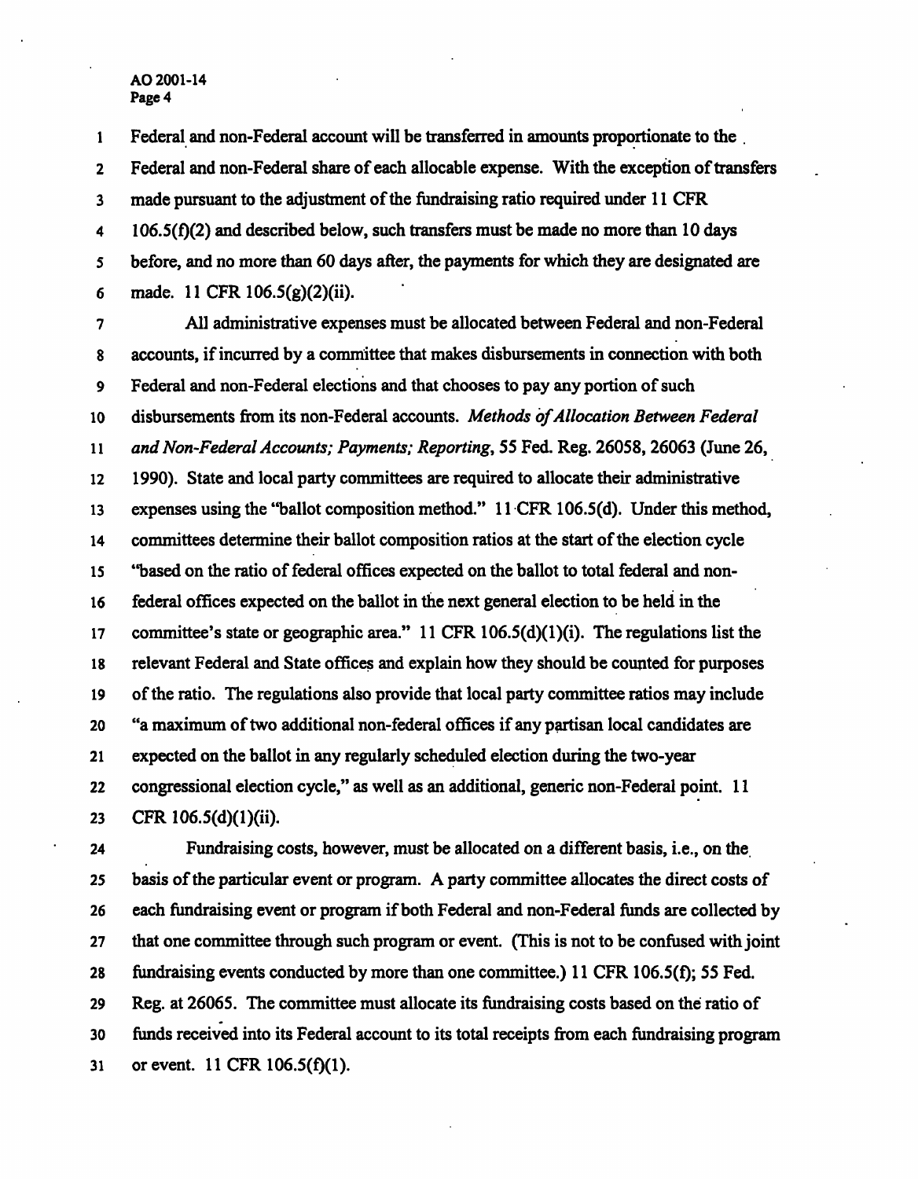Federal and non-Federal account will be transferred in amounts proportionate to the Federal and non-Federal share of each allocable expense. With the exception of transfers made pursuant to the adjustment of the fundraising ratio required under 11 CFR 106.5(f)(2) and described below, such transfers must be made no more than 10 days before, and no more than 60 days after, the payments for which they are designated are made. 11 CFR 106.5(g)(2)(ii).

All administrative expenses must be allocated between Federal and non-Federal accounts, if incurred by a committee that makes disbursements in connection with both Federal and non-Federal elections and that chooses to pay any portion of such disbursements from its non-Federal accounts. *Methods of Allocation Between Federal and Non-Federal Accounts; Payments; Reporting*, 55 Fed. Reg. 26058, 26063 (June 26, 1990). State and local party committees are required to allocate their administrative expenses using the "ballot composition method." 11 CFR 106.5(d). Under this method, committees determine their ballot composition ratios at the start of the election cycle "based on the ratio of federal offices expected on the ballot to total federal and non-federal offices expected on the ballot in the next general election to be held in the committee's state or geographic area." 11 CFR 106.5(d)(1)(i). The regulations list the relevant Federal and State offices and explain how they should be counted for purposes of the ratio. The regulations also provide that local party committee ratios may include "a maximum of two additional non-federal offices if any partisan local candidates are expected on the ballot in any regularly scheduled election during the two-year congressional election cycle," as well as an additional, generic non-Federal point. 11 CFR 106.5(d)(1)(ii).

Fundraising costs, however, must be allocated on a different basis, i.e., on the basis of the particular event or program. A party committee allocates the direct costs of each fundraising event or program if both Federal and non-Federal funds are collected by that one committee through such program or event. (This is not to be confused with joint fundraising events conducted by more than one committee.) 11 CFR 106.5(f); 55 Fed. Reg. at 26065. The committee must allocate its fundraising costs based on the ratio of funds received into its Federal account to its total receipts from each fundraising program or event. 11 CFR 106.5(f)(1).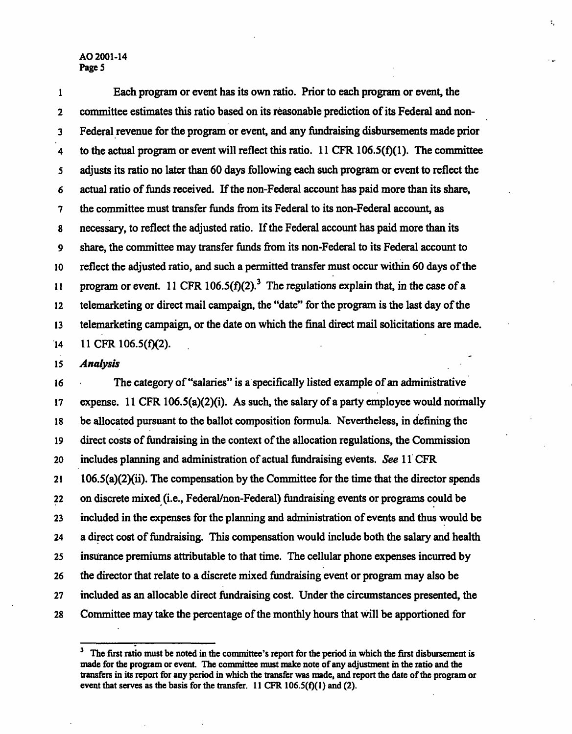Each program or event has its own ratio. Prior to each program or event, the committee estimates this ratio based on its reasonable prediction of its Federal and non-Federal revenue for the program or event, and any fundraising disbursements made prior to the actual program or event will reflect this ratio. 11 CFR 106.5(f)(1). The committee adjusts its ratio no later than 60 days following each such program or event to reflect the actual ratio of funds received. If the non-Federal account has paid more than its share, the committee must transfer funds from its Federal to its non-Federal account, as necessary, to reflect the adjusted ratio. If the Federal account has paid more than its share, the committee may transfer funds from its non-Federal to its Federal account to reflect the adjusted ratio, and such a permitted transfer must occur within 60 days of the program or event. 11 CFR 106.5(f)(2).[3] The regulations explain that, in the case of a telemarketing or direct mail campaign, the "date" for the program is the last day of the telemarketing campaign, or the date on which the final direct mail solicitations are made. 11 CFR 106.5(f)(2).

***Analysis***

The category of "salaries" is a specifically listed example of an administrative expense. 11 CFR 106.5(a)(2)(i). As such, the salary of a party employee would normally be allocated pursuant to the ballot composition formula. Nevertheless, in defining the direct costs of fundraising in the context of the allocation regulations, the Commission includes planning and administration of actual fundraising events. *See* 11 CFR 106.5(a)(2)(ii). The compensation by the Committee for the time that the director spends on discrete mixed (i.e., Federal/non-Federal) fundraising events or programs could be included in the expenses for the planning and administration of events and thus would be a direct cost of fundraising. This compensation would include both the salary and health insurance premiums attributable to that time. The cellular phone expenses incurred by the director that relate to a discrete mixed fundraising event or program may also be included as an allocable direct fundraising cost. Under the circumstances presented, the Committee may take the percentage of the monthly hours that will be apportioned for

[3] The first ratio must be noted in the committee's report for the period in which the first disbursement is made for the program or event. The committee must make note of any adjustment in the ratio and the transfers in its report for any period in which the transfer was made, and report the date of the program or event that serves as the basis for the transfer. 11 CFR 106.5(f)(1) and (2).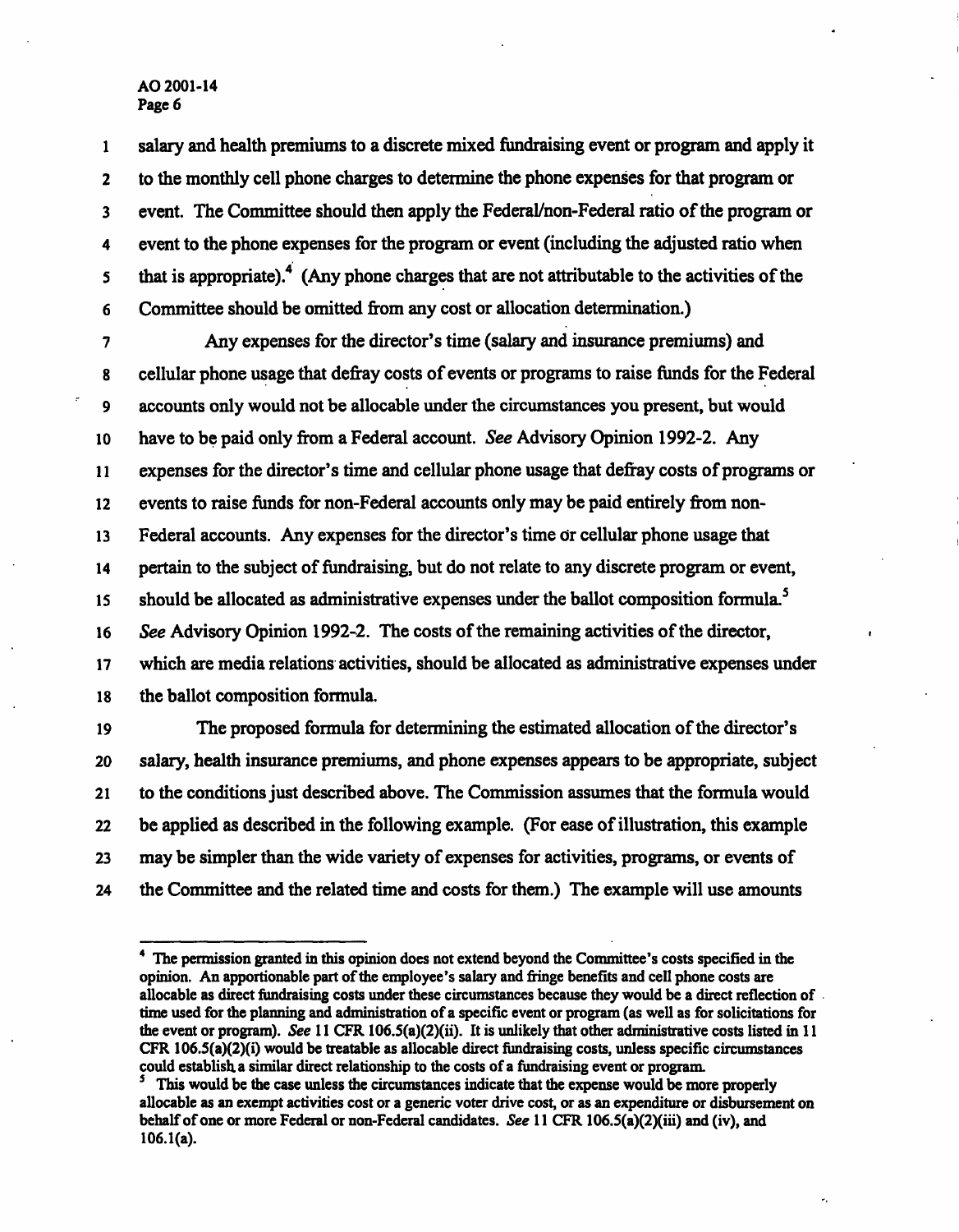salary and health premiums to a discrete mixed fundraising event or program and apply it to the monthly cell phone charges to determine the phone expenses for that program or event. The Committee should then apply the Federal/non-Federal ratio of the program or event to the phone expenses for the program or event (including the adjusted ratio when that is appropriate).[4] (Any phone charges that are not attributable to the activities of the Committee should be omitted from any cost or allocation determination.)

Any expenses for the director's time (salary and insurance premiums) and cellular phone usage that defray costs of events or programs to raise funds for the Federal accounts only would not be allocable under the circumstances you present, but would have to be paid only from a Federal account. *See* Advisory Opinion 1992-2. Any expenses for the director's time and cellular phone usage that defray costs of programs or events to raise funds for non-Federal accounts only may be paid entirely from non-Federal accounts. Any expenses for the director's time or cellular phone usage that pertain to the subject of fundraising, but do not relate to any discrete program or event, should be allocated as administrative expenses under the ballot composition formula.[5] *See* Advisory Opinion 1992-2. The costs of the remaining activities of the director, which are media relations activities, should be allocated as administrative expenses under the ballot composition formula.

The proposed formula for determining the estimated allocation of the director's salary, health insurance premiums, and phone expenses appears to be appropriate, subject to the conditions just described above. The Commission assumes that the formula would be applied as described in the following example. (For ease of illustration, this example may be simpler than the wide variety of expenses for activities, programs, or events of the Committee and the related time and costs for them.) The example will use amounts

---

[4] The permission granted in this opinion does not extend beyond the Committee's costs specified in the opinion. An apportionable part of the employee's salary and fringe benefits and cell phone costs are allocable as direct fundraising costs under these circumstances because they would be a direct reflection of time used for the planning and administration of a specific event or program (as well as for solicitations for the event or program). *See* 11 CFR 106.5(a)(2)(ii). It is unlikely that other administrative costs listed in 11 CFR 106.5(a)(2)(i) would be treatable as allocable direct fundraising costs, unless specific circumstances could establish a similar direct relationship to the costs of a fundraising event or program.

[5] This would be the case unless the circumstances indicate that the expense would be more properly allocable as an exempt activities cost or a generic voter drive cost, or as an expenditure or disbursement on behalf of one or more Federal or non-Federal candidates. *See* 11 CFR 106.5(a)(2)(iii) and (iv), and 106.1(a).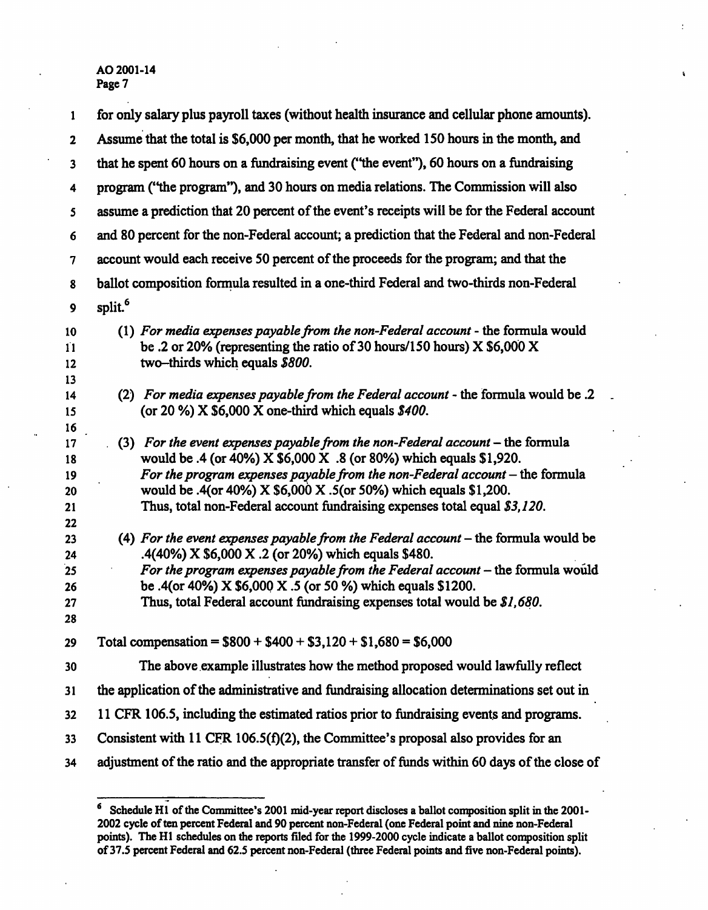for only salary plus payroll taxes (without health insurance and cellular phone amounts). Assume that the total is $6,000 per month, that he worked 150 hours in the month, and that he spent 60 hours on a fundraising event ("the event"), 60 hours on a fundraising program ("the program"), and 30 hours on media relations. The Commission will also assume a prediction that 20 percent of the event's receipts will be for the Federal account and 80 percent for the non-Federal account; a prediction that the Federal and non-Federal account would each receive 50 percent of the proceeds for the program; and that the ballot composition formula resulted in a one-third Federal and two-thirds non-Federal split.[6]

(1) *For media expenses payable from the non-Federal account* - the formula would be .2 or 20% (representing the ratio of 30 hours/150 hours) X $6,000 X two–thirds which equals *$800*.

(2) *For media expenses payable from the Federal account* - the formula would be .2 (or 20 %) X $6,000 X one-third which equals *$400*.

(3) *For the event expenses payable from the non-Federal account* – the formula would be .4 (or 40%) X $6,000 X .8 (or 80%) which equals $1,920.
*For the program expenses payable from the non-Federal account* – the formula would be .4(or 40%) X $6,000 X .5(or 50%) which equals $1,200.
Thus, total non-Federal account fundraising expenses total equal *$3,120*.

(4) *For the event expenses payable from the Federal account* – the formula would be .4(40%) X $6,000 X .2 (or 20%) which equals $480.
*For the program expenses payable from the Federal account* – the formula would be .4(or 40%) X $6,000 X .5 (or 50 %) which equals $1200.
Thus, total Federal account fundraising expenses total would be *$1,680*.

Total compensation = $800 + $400 + $3,120 + $1,680 = $6,000

The above example illustrates how the method proposed would lawfully reflect the application of the administrative and fundraising allocation determinations set out in 11 CFR 106.5, including the estimated ratios prior to fundraising events and programs. Consistent with 11 CFR 106.5(f)(2), the Committee's proposal also provides for an adjustment of the ratio and the appropriate transfer of funds within 60 days of the close of

---

[6] Schedule H1 of the Committee's 2001 mid-year report discloses a ballot composition split in the 2001-2002 cycle of ten percent Federal and 90 percent non-Federal (one Federal point and nine non-Federal points). The H1 schedules on the reports filed for the 1999-2000 cycle indicate a ballot composition split of 37.5 percent Federal and 62.5 percent non-Federal (three Federal points and five non-Federal points).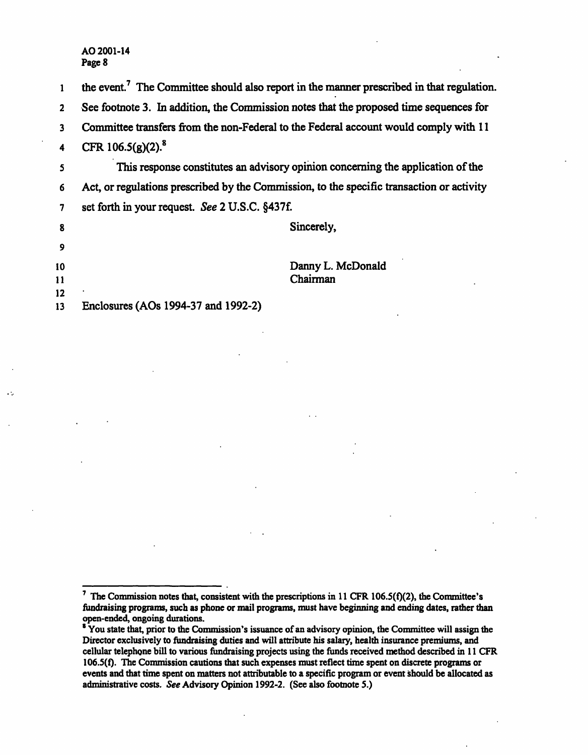the event.[7] The Committee should also report in the manner prescribed in that regulation. See footnote 3. In addition, the Commission notes that the proposed time sequences for Committee transfers from the non-Federal to the Federal account would comply with 11 CFR 106.5(g)(2).[8]

This response constitutes an advisory opinion concerning the application of the Act, or regulations prescribed by the Commission, to the specific transaction or activity set forth in your request. *See* 2 U.S.C. §437f.

Sincerely,

Danny L. McDonald
Chairman

Enclosures (AOs 1994-37 and 1992-2)

---

[7] The Commission notes that, consistent with the prescriptions in 11 CFR 106.5(f)(2), the Committee's fundraising programs, such as phone or mail programs, must have beginning and ending dates, rather than open-ended, ongoing durations.

[8] You state that, prior to the Commission's issuance of an advisory opinion, the Committee will assign the Director exclusively to fundraising duties and will attribute his salary, health insurance premiums, and cellular telephone bill to various fundraising projects using the funds received method described in 11 CFR 106.5(f). The Commission cautions that such expenses must reflect time spent on discrete programs or events and that time spent on matters not attributable to a specific program or event should be allocated as administrative costs. *See* Advisory Opinion 1992-2. (See also footnote 5.)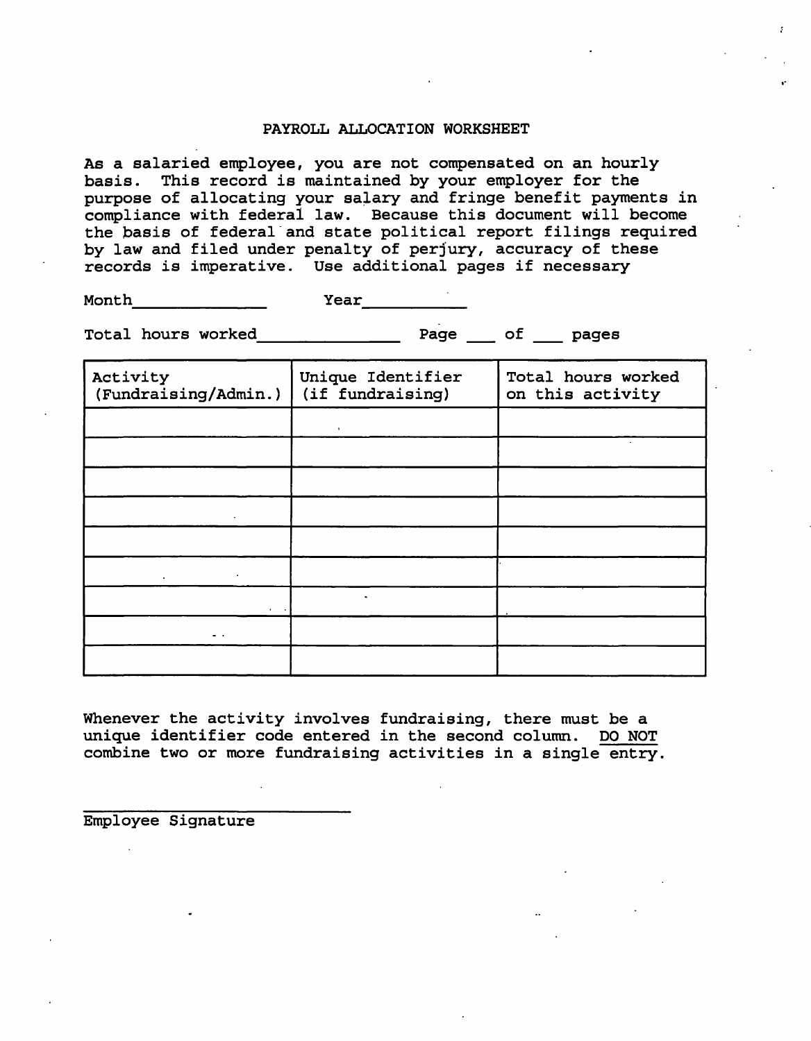# PAYROLL ALLOCATION WORKSHEET

As a salaried employee, you are not compensated on an hourly basis. This record is maintained by your employer for the purpose of allocating your salary and fringe benefit payments in compliance with federal law. Because this document will become the basis of federal and state political report filings required by law and filed under penalty of perjury, accuracy of these records is imperative. Use additional pages if necessary

Month______________ Year___________

Total hours worked_______________ Page ___ of ___ pages

| Activity (Fundraising/Admin.) | Unique Identifier (if fundraising) | Total hours worked on this activity |
|---|---|---|
| | | |
| | | |
| | | |
| | | |
| | | |
| | | |
| | | |
| | | |
| | | |

Whenever the activity involves fundraising, there must be a unique identifier code entered in the second column. <u>DO NOT</u> combine two or more fundraising activities in a single entry.

____________________________
Employee Signature